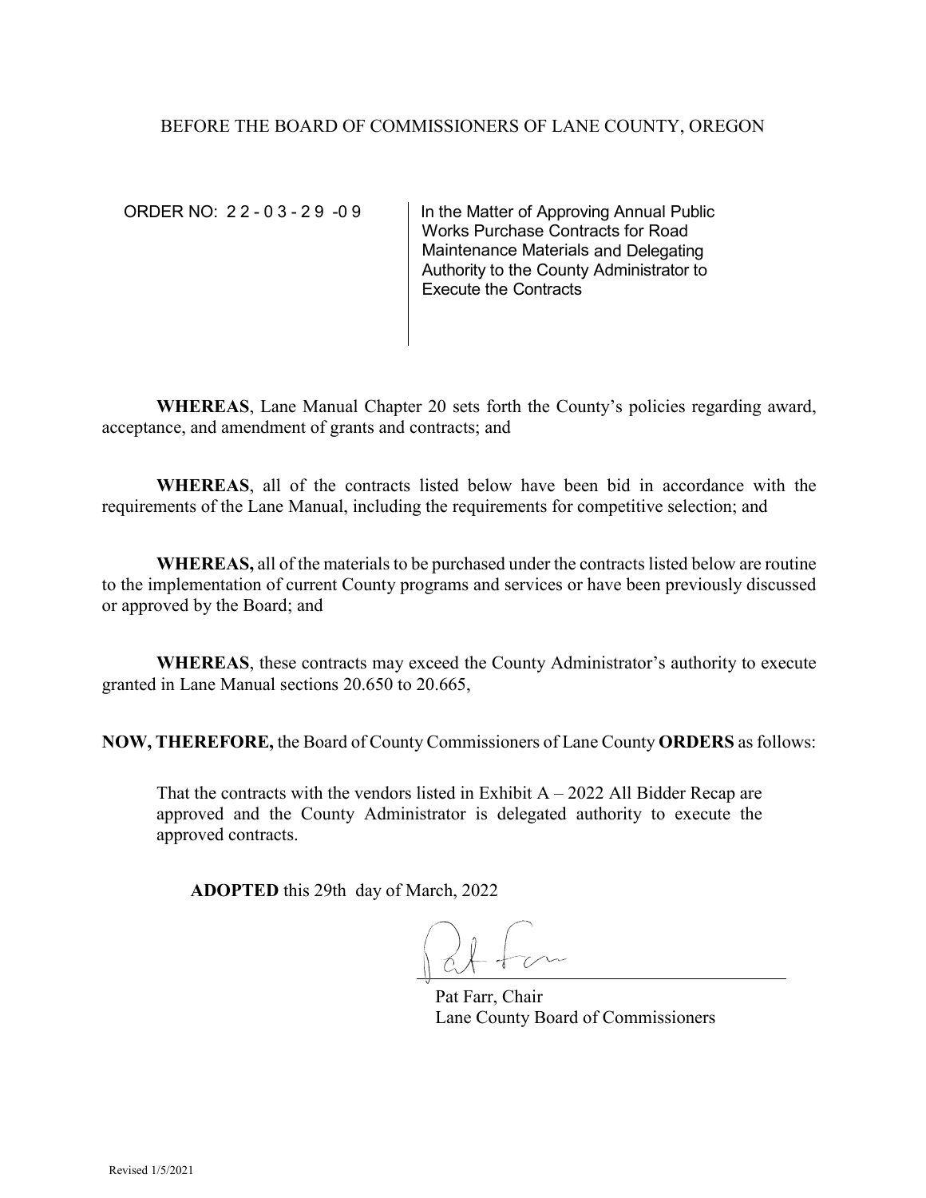BEFORE THE BOARD OF COMMISSIONERS OF LANE COUNTY, OREGON

| ORDER NO: 22-03-29-09 | In the Matter of Approving Annual Public Works Purchase Contracts for Road Maintenance Materials and Delegating Authority to the County Administrator to Execute the Contracts |
|---|---|

**WHEREAS**, Lane Manual Chapter 20 sets forth the County's policies regarding award, acceptance, and amendment of grants and contracts; and

**WHEREAS**, all of the contracts listed below have been bid in accordance with the requirements of the Lane Manual, including the requirements for competitive selection; and

**WHEREAS,** all of the materials to be purchased under the contracts listed below are routine to the implementation of current County programs and services or have been previously discussed or approved by the Board; and

**WHEREAS**, these contracts may exceed the County Administrator's authority to execute granted in Lane Manual sections 20.650 to 20.665,

**NOW, THEREFORE,** the Board of County Commissioners of Lane County **ORDERS** as follows:

That the contracts with the vendors listed in Exhibit A – 2022 All Bidder Recap are approved and the County Administrator is delegated authority to execute the approved contracts.

**ADOPTED** this 29th day of March, 2022

Pat Farr, Chair
Lane County Board of Commissioners

Revised 1/5/2021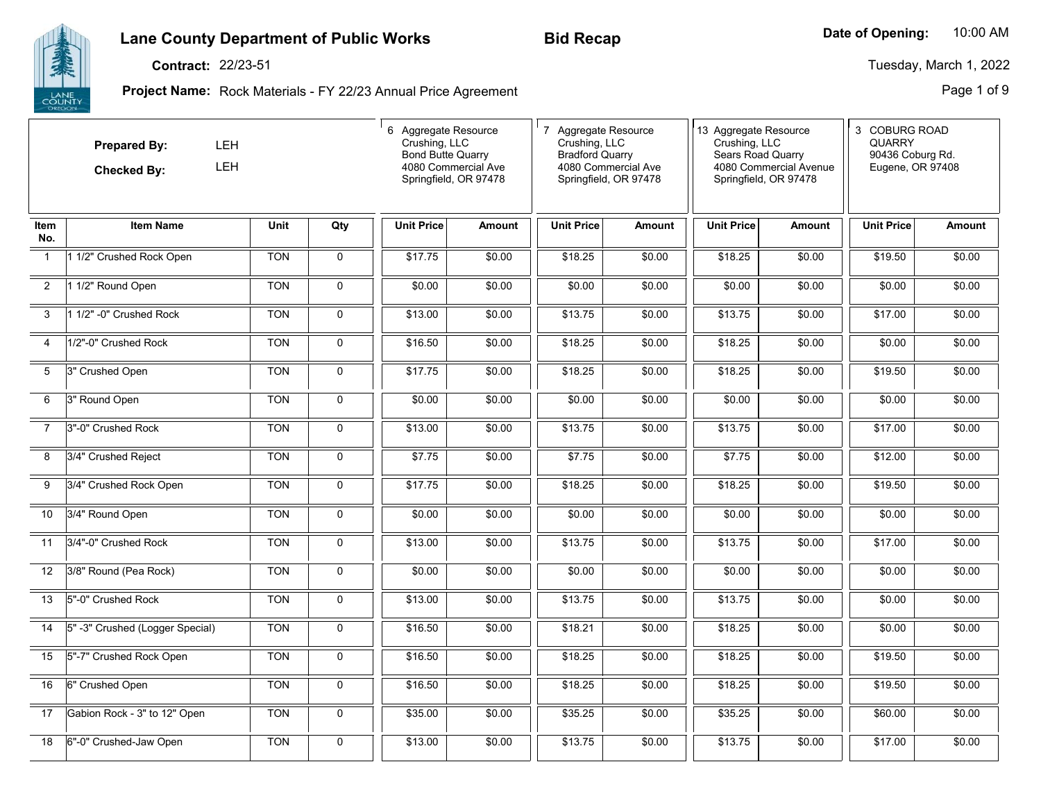# Lane County Department of Public Works

**Bid Recap**

**Date of Opening:** 10:00 AM Tuesday, March 1, 2022

**Contract:** 22/23-51

**Project Name:** Rock Materials - FY 22/23 Annual Price Agreement

**Prepared By:** LEH

**Checked By:** LEH

| Item No. | Item Name | Unit | Qty | 6 Aggregate Resource Crushing, LLC Bond Butte Quarry 4080 Commercial Ave Springfield, OR 97478 | | 7 Aggregate Resource Crushing, LLC Bradford Quarry 4080 Commercial Ave Springfield, OR 97478 | | 13 Aggregate Resource Crushing, LLC Sears Road Quarry 4080 Commercial Avenue Springfield, OR 97478 | | 3 COBURG ROAD QUARRY 90436 Coburg Rd. Eugene, OR 97408 | |
|---|---|---|---|---|---|---|---|---|---|---|---|
| | | | | Unit Price | Amount | Unit Price | Amount | Unit Price | Amount | Unit Price | Amount |
| 1 | 1 1/2" Crushed Rock Open | TON | 0 | $17.75 | $0.00 | $18.25 | $0.00 | $18.25 | $0.00 | $19.50 | $0.00 |
| 2 | 1 1/2" Round Open | TON | 0 | $0.00 | $0.00 | $0.00 | $0.00 | $0.00 | $0.00 | $0.00 | $0.00 |
| 3 | 1 1/2" -0" Crushed Rock | TON | 0 | $13.00 | $0.00 | $13.75 | $0.00 | $13.75 | $0.00 | $17.00 | $0.00 |
| 4 | 1/2"-0" Crushed Rock | TON | 0 | $16.50 | $0.00 | $18.25 | $0.00 | $18.25 | $0.00 | $0.00 | $0.00 |
| 5 | 3" Crushed Open | TON | 0 | $17.75 | $0.00 | $18.25 | $0.00 | $18.25 | $0.00 | $19.50 | $0.00 |
| 6 | 3" Round Open | TON | 0 | $0.00 | $0.00 | $0.00 | $0.00 | $0.00 | $0.00 | $0.00 | $0.00 |
| 7 | 3"-0" Crushed Rock | TON | 0 | $13.00 | $0.00 | $13.75 | $0.00 | $13.75 | $0.00 | $17.00 | $0.00 |
| 8 | 3/4" Crushed Reject | TON | 0 | $7.75 | $0.00 | $7.75 | $0.00 | $7.75 | $0.00 | $12.00 | $0.00 |
| 9 | 3/4" Crushed Rock Open | TON | 0 | $17.75 | $0.00 | $18.25 | $0.00 | $18.25 | $0.00 | $19.50 | $0.00 |
| 10 | 3/4" Round Open | TON | 0 | $0.00 | $0.00 | $0.00 | $0.00 | $0.00 | $0.00 | $0.00 | $0.00 |
| 11 | 3/4"-0" Crushed Rock | TON | 0 | $13.00 | $0.00 | $13.75 | $0.00 | $13.75 | $0.00 | $17.00 | $0.00 |
| 12 | 3/8" Round (Pea Rock) | TON | 0 | $0.00 | $0.00 | $0.00 | $0.00 | $0.00 | $0.00 | $0.00 | $0.00 |
| 13 | 5"-0" Crushed Rock | TON | 0 | $13.00 | $0.00 | $13.75 | $0.00 | $13.75 | $0.00 | $0.00 | $0.00 |
| 14 | 5" -3" Crushed (Logger Special) | TON | 0 | $16.50 | $0.00 | $18.21 | $0.00 | $18.25 | $0.00 | $0.00 | $0.00 |
| 15 | 5"-7" Crushed Rock Open | TON | 0 | $16.50 | $0.00 | $18.25 | $0.00 | $18.25 | $0.00 | $19.50 | $0.00 |
| 16 | 6" Crushed Open | TON | 0 | $16.50 | $0.00 | $18.25 | $0.00 | $18.25 | $0.00 | $19.50 | $0.00 |
| 17 | Gabion Rock - 3" to 12" Open | TON | 0 | $35.00 | $0.00 | $35.25 | $0.00 | $35.25 | $0.00 | $60.00 | $0.00 |
| 18 | 6"-0" Crushed-Jaw Open | TON | 0 | $13.00 | $0.00 | $13.75 | $0.00 | $13.75 | $0.00 | $17.00 | $0.00 |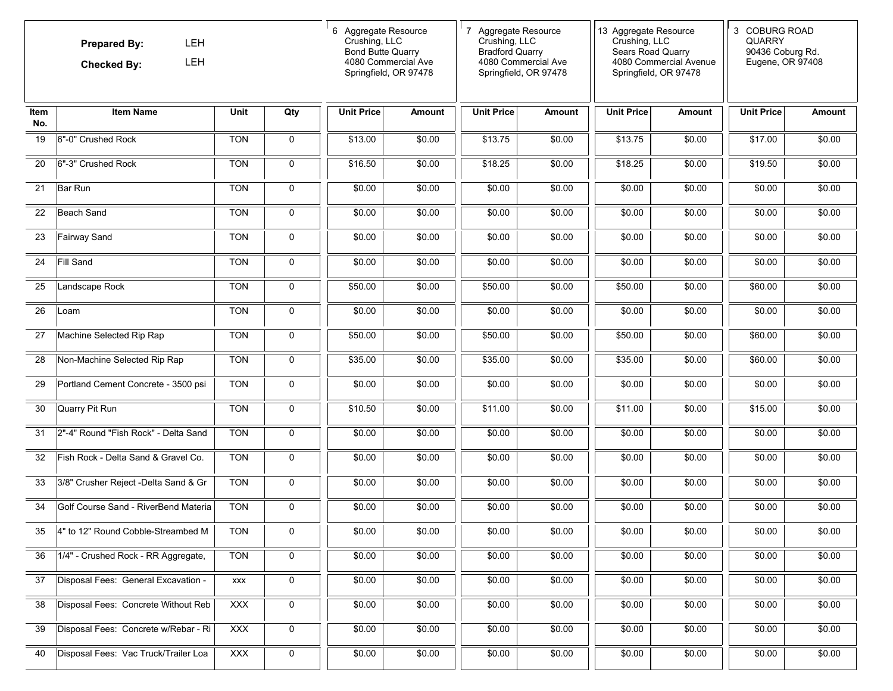**Prepared By:** LEH

**Checked By:** LEH

| Item No. | Item Name | Unit | Qty | 6 Aggregate Resource Crushing, LLC Bond Butte Quarry 4080 Commercial Ave Springfield, OR 97478 | | 7 Aggregate Resource Crushing, LLC Bradford Quarry 4080 Commercial Ave Springfield, OR 97478 | | 13 Aggregate Resource Crushing, LLC Sears Road Quarry 4080 Commercial Avenue Springfield, OR 97478 | | 3 COBURG ROAD QUARRY 90436 Coburg Rd. Eugene, OR 97408 | |
|---|---|---|---|---|---|---|---|---|---|---|---|
| | | | | Unit Price | Amount | Unit Price | Amount | Unit Price | Amount | Unit Price | Amount |
| 19 | 6"-0" Crushed Rock | TON | 0 | $13.00 | $0.00 | $13.75 | $0.00 | $13.75 | $0.00 | $17.00 | $0.00 |
| 20 | 6"-3" Crushed Rock | TON | 0 | $16.50 | $0.00 | $18.25 | $0.00 | $18.25 | $0.00 | $19.50 | $0.00 |
| 21 | Bar Run | TON | 0 | $0.00 | $0.00 | $0.00 | $0.00 | $0.00 | $0.00 | $0.00 | $0.00 |
| 22 | Beach Sand | TON | 0 | $0.00 | $0.00 | $0.00 | $0.00 | $0.00 | $0.00 | $0.00 | $0.00 |
| 23 | Fairway Sand | TON | 0 | $0.00 | $0.00 | $0.00 | $0.00 | $0.00 | $0.00 | $0.00 | $0.00 |
| 24 | Fill Sand | TON | 0 | $0.00 | $0.00 | $0.00 | $0.00 | $0.00 | $0.00 | $0.00 | $0.00 |
| 25 | Landscape Rock | TON | 0 | $50.00 | $0.00 | $50.00 | $0.00 | $50.00 | $0.00 | $60.00 | $0.00 |
| 26 | Loam | TON | 0 | $0.00 | $0.00 | $0.00 | $0.00 | $0.00 | $0.00 | $0.00 | $0.00 |
| 27 | Machine Selected Rip Rap | TON | 0 | $50.00 | $0.00 | $50.00 | $0.00 | $50.00 | $0.00 | $60.00 | $0.00 |
| 28 | Non-Machine Selected Rip Rap | TON | 0 | $35.00 | $0.00 | $35.00 | $0.00 | $35.00 | $0.00 | $60.00 | $0.00 |
| 29 | Portland Cement Concrete - 3500 psi | TON | 0 | $0.00 | $0.00 | $0.00 | $0.00 | $0.00 | $0.00 | $0.00 | $0.00 |
| 30 | Quarry Pit Run | TON | 0 | $10.50 | $0.00 | $11.00 | $0.00 | $11.00 | $0.00 | $15.00 | $0.00 |
| 31 | 2"-4" Round "Fish Rock" - Delta Sand | TON | 0 | $0.00 | $0.00 | $0.00 | $0.00 | $0.00 | $0.00 | $0.00 | $0.00 |
| 32 | Fish Rock - Delta Sand & Gravel Co. | TON | 0 | $0.00 | $0.00 | $0.00 | $0.00 | $0.00 | $0.00 | $0.00 | $0.00 |
| 33 | 3/8" Crusher Reject -Delta Sand & Gr | TON | 0 | $0.00 | $0.00 | $0.00 | $0.00 | $0.00 | $0.00 | $0.00 | $0.00 |
| 34 | Golf Course Sand - RiverBend Materia | TON | 0 | $0.00 | $0.00 | $0.00 | $0.00 | $0.00 | $0.00 | $0.00 | $0.00 |
| 35 | 4" to 12" Round Cobble-Streambed M | TON | 0 | $0.00 | $0.00 | $0.00 | $0.00 | $0.00 | $0.00 | $0.00 | $0.00 |
| 36 | 1/4" - Crushed Rock - RR Aggregate, | TON | 0 | $0.00 | $0.00 | $0.00 | $0.00 | $0.00 | $0.00 | $0.00 | $0.00 |
| 37 | Disposal Fees: General Excavation - | xxx | 0 | $0.00 | $0.00 | $0.00 | $0.00 | $0.00 | $0.00 | $0.00 | $0.00 |
| 38 | Disposal Fees: Concrete Without Reb | XXX | 0 | $0.00 | $0.00 | $0.00 | $0.00 | $0.00 | $0.00 | $0.00 | $0.00 |
| 39 | Disposal Fees: Concrete w/Rebar - Ri | XXX | 0 | $0.00 | $0.00 | $0.00 | $0.00 | $0.00 | $0.00 | $0.00 | $0.00 |
| 40 | Disposal Fees: Vac Truck/Trailer Loa | XXX | 0 | $0.00 | $0.00 | $0.00 | $0.00 | $0.00 | $0.00 | $0.00 | $0.00 |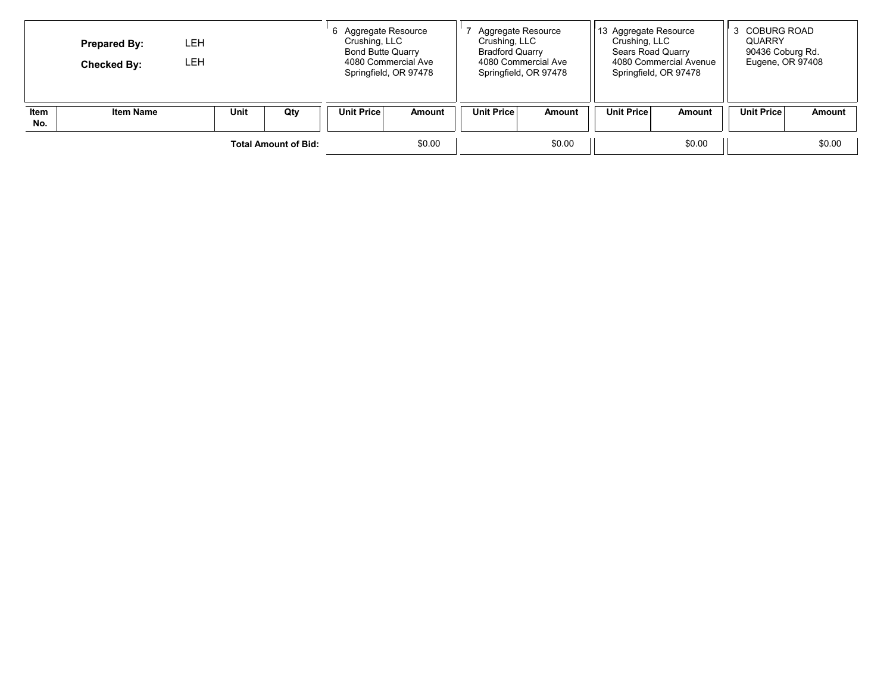| | | | | 6 Aggregate Resource Crushing, LLC Bond Butte Quarry 4080 Commercial Ave Springfield, OR 97478 | | 7 Aggregate Resource Crushing, LLC Bradford Quarry 4080 Commercial Ave Springfield, OR 97478 | | 13 Aggregate Resource Crushing, LLC Sears Road Quarry 4080 Commercial Avenue Springfield, OR 97478 | | 3 COBURG ROAD QUARRY 90436 Coburg Rd. Eugene, OR 97408 | |
|---|---|---|---|---|---|---|---|---|---|---|---|
| | **Prepared By:** LEH **Checked By:** LEH | | | | | | | | | | |
| **Item No.** | **Item Name** | **Unit** | **Qty** | **Unit Price** | **Amount** | **Unit Price** | **Amount** | **Unit Price** | **Amount** | **Unit Price** | **Amount** |
| | | | **Total Amount of Bid:** | | $0.00 | | $0.00 | | $0.00 | | $0.00 |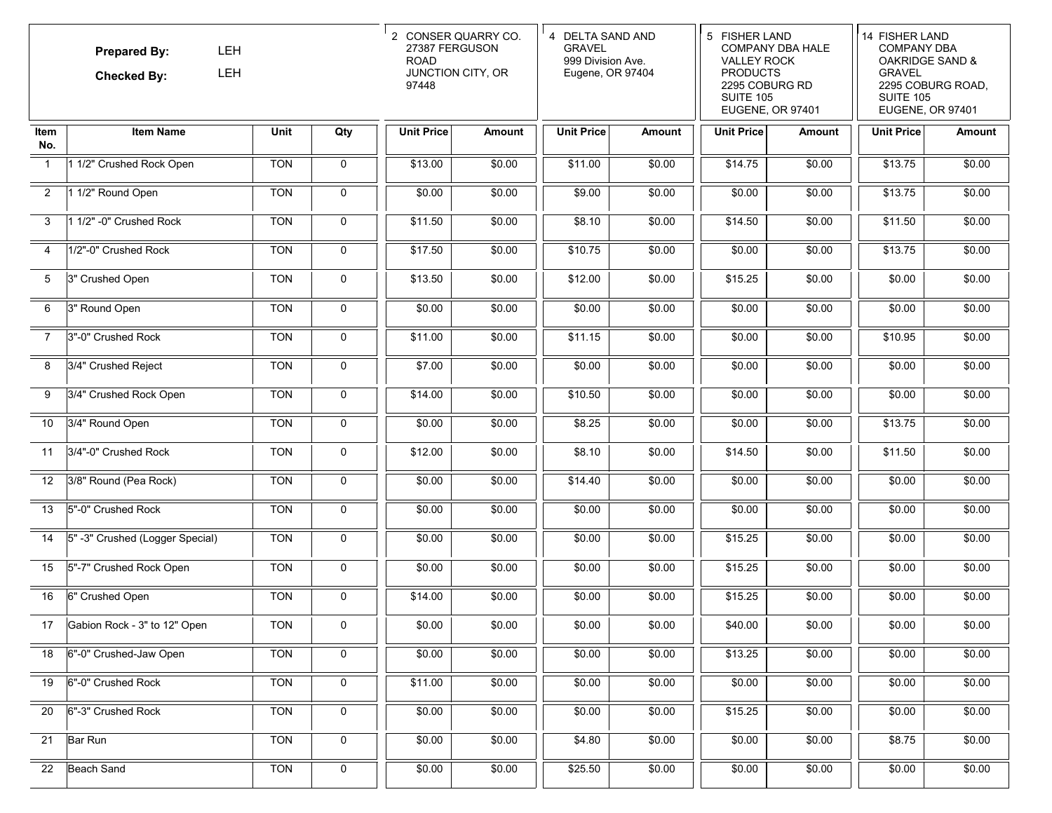| Prepared By: | LEH | | | 2 CONSER QUARRY CO. 27387 FERGUSON ROAD JUNCTION CITY, OR 97448 | | 4 DELTA SAND AND GRAVEL 999 Division Ave. Eugene, OR 97404 | | 5 FISHER LAND COMPANY DBA HALE VALLEY ROCK PRODUCTS 2295 COBURG RD SUITE 105 EUGENE, OR 97401 | | 14 FISHER LAND COMPANY DBA OAKRIDGE SAND & GRAVEL 2295 COBURG ROAD, SUITE 105 EUGENE, OR 97401 | |
|---|---|---|---|---|---|---|---|---|---|---|---|
| Checked By: | LEH | | | | | | | | | | |
| Item No. | Item Name | Unit | Qty | Unit Price | Amount | Unit Price | Amount | Unit Price | Amount | Unit Price | Amount |
| 1 | 1 1/2" Crushed Rock Open | TON | 0 | $13.00 | $0.00 | $11.00 | $0.00 | $14.75 | $0.00 | $13.75 | $0.00 |
| 2 | 1 1/2" Round Open | TON | 0 | $0.00 | $0.00 | $9.00 | $0.00 | $0.00 | $0.00 | $13.75 | $0.00 |
| 3 | 1 1/2" -0" Crushed Rock | TON | 0 | $11.50 | $0.00 | $8.10 | $0.00 | $14.50 | $0.00 | $11.50 | $0.00 |
| 4 | 1/2"-0" Crushed Rock | TON | 0 | $17.50 | $0.00 | $10.75 | $0.00 | $0.00 | $0.00 | $13.75 | $0.00 |
| 5 | 3" Crushed Open | TON | 0 | $13.50 | $0.00 | $12.00 | $0.00 | $15.25 | $0.00 | $0.00 | $0.00 |
| 6 | 3" Round Open | TON | 0 | $0.00 | $0.00 | $0.00 | $0.00 | $0.00 | $0.00 | $0.00 | $0.00 |
| 7 | 3"-0" Crushed Rock | TON | 0 | $11.00 | $0.00 | $11.15 | $0.00 | $0.00 | $0.00 | $10.95 | $0.00 |
| 8 | 3/4" Crushed Reject | TON | 0 | $7.00 | $0.00 | $0.00 | $0.00 | $0.00 | $0.00 | $0.00 | $0.00 |
| 9 | 3/4" Crushed Rock Open | TON | 0 | $14.00 | $0.00 | $10.50 | $0.00 | $0.00 | $0.00 | $0.00 | $0.00 |
| 10 | 3/4" Round Open | TON | 0 | $0.00 | $0.00 | $8.25 | $0.00 | $0.00 | $0.00 | $13.75 | $0.00 |
| 11 | 3/4"-0" Crushed Rock | TON | 0 | $12.00 | $0.00 | $8.10 | $0.00 | $14.50 | $0.00 | $11.50 | $0.00 |
| 12 | 3/8" Round (Pea Rock) | TON | 0 | $0.00 | $0.00 | $14.40 | $0.00 | $0.00 | $0.00 | $0.00 | $0.00 |
| 13 | 5"-0" Crushed Rock | TON | 0 | $0.00 | $0.00 | $0.00 | $0.00 | $0.00 | $0.00 | $0.00 | $0.00 |
| 14 | 5" -3" Crushed (Logger Special) | TON | 0 | $0.00 | $0.00 | $0.00 | $0.00 | $15.25 | $0.00 | $0.00 | $0.00 |
| 15 | 5"-7" Crushed Rock Open | TON | 0 | $0.00 | $0.00 | $0.00 | $0.00 | $15.25 | $0.00 | $0.00 | $0.00 |
| 16 | 6" Crushed Open | TON | 0 | $14.00 | $0.00 | $0.00 | $0.00 | $15.25 | $0.00 | $0.00 | $0.00 |
| 17 | Gabion Rock - 3" to 12" Open | TON | 0 | $0.00 | $0.00 | $0.00 | $0.00 | $40.00 | $0.00 | $0.00 | $0.00 |
| 18 | 6"-0" Crushed-Jaw Open | TON | 0 | $0.00 | $0.00 | $0.00 | $0.00 | $13.25 | $0.00 | $0.00 | $0.00 |
| 19 | 6"-0" Crushed Rock | TON | 0 | $11.00 | $0.00 | $0.00 | $0.00 | $0.00 | $0.00 | $0.00 | $0.00 |
| 20 | 6"-3" Crushed Rock | TON | 0 | $0.00 | $0.00 | $0.00 | $0.00 | $15.25 | $0.00 | $0.00 | $0.00 |
| 21 | Bar Run | TON | 0 | $0.00 | $0.00 | $4.80 | $0.00 | $0.00 | $0.00 | $8.75 | $0.00 |
| 22 | Beach Sand | TON | 0 | $0.00 | $0.00 | $25.50 | $0.00 | $0.00 | $0.00 | $0.00 | $0.00 |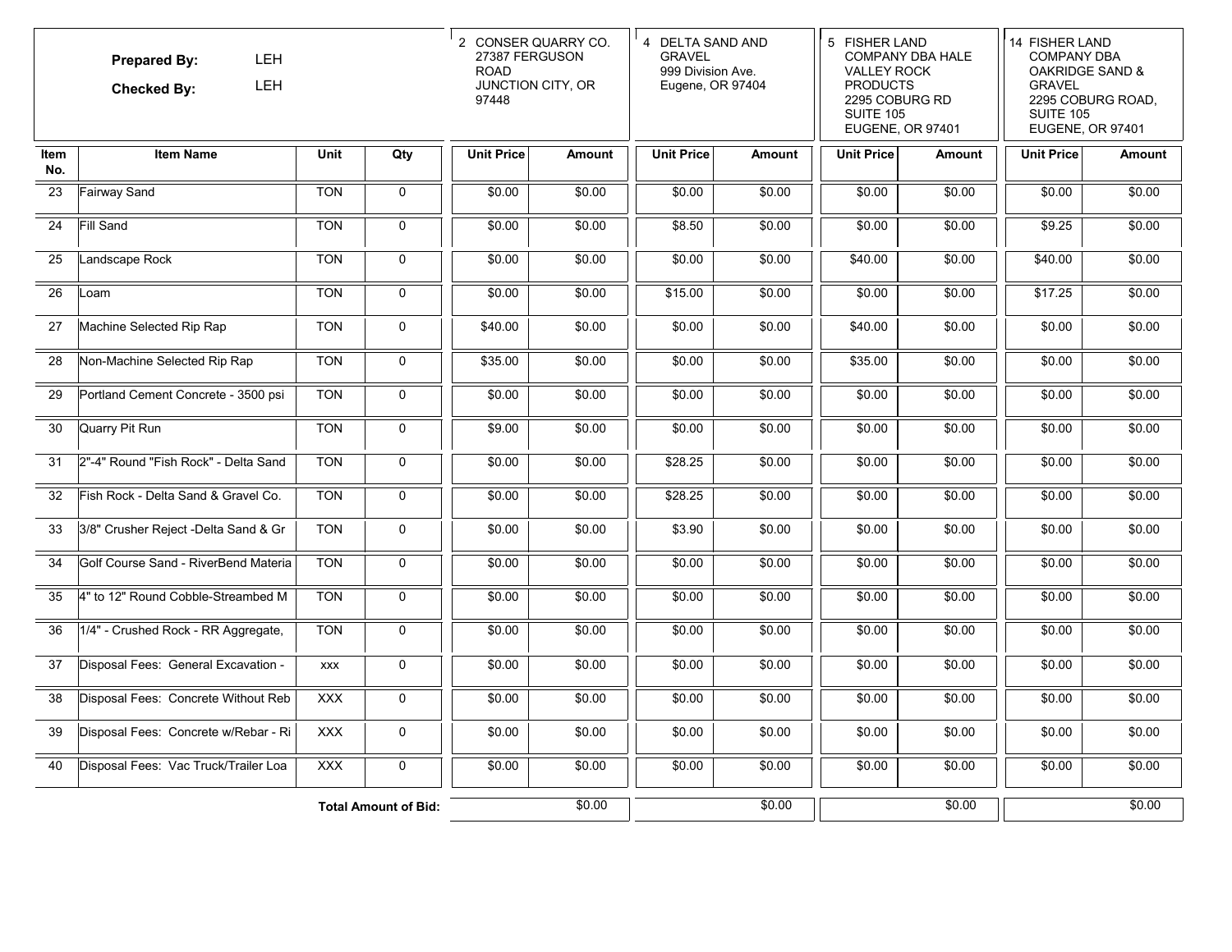| | | | | 2 CONSER QUARRY CO. 27387 FERGUSON ROAD JUNCTION CITY, OR 97448 | | 4 DELTA SAND AND GRAVEL 999 Division Ave. Eugene, OR 97404 | | 5 FISHER LAND COMPANY DBA HALE VALLEY ROCK PRODUCTS 2295 COBURG RD SUITE 105 EUGENE, OR 97401 | | 14 FISHER LAND COMPANY DBA OAKRIDGE SAND & GRAVEL 2295 COBURG ROAD, SUITE 105 EUGENE, OR 97401 | |
|---|---|---|---|---|---|---|---|---|---|---|---|
| **Prepared By:** LEH **Checked By:** LEH | | | | | | | | | | | |
| **Item No.** | **Item Name** | **Unit** | **Qty** | **Unit Price** | **Amount** | **Unit Price** | **Amount** | **Unit Price** | **Amount** | **Unit Price** | **Amount** |
| 23 | Fairway Sand | TON | 0 | $0.00 | $0.00 | $0.00 | $0.00 | $0.00 | $0.00 | $0.00 | $0.00 |
| 24 | Fill Sand | TON | 0 | $0.00 | $0.00 | $8.50 | $0.00 | $0.00 | $0.00 | $9.25 | $0.00 |
| 25 | Landscape Rock | TON | 0 | $0.00 | $0.00 | $0.00 | $0.00 | $40.00 | $0.00 | $40.00 | $0.00 |
| 26 | Loam | TON | 0 | $0.00 | $0.00 | $15.00 | $0.00 | $0.00 | $0.00 | $17.25 | $0.00 |
| 27 | Machine Selected Rip Rap | TON | 0 | $40.00 | $0.00 | $0.00 | $0.00 | $40.00 | $0.00 | $0.00 | $0.00 |
| 28 | Non-Machine Selected Rip Rap | TON | 0 | $35.00 | $0.00 | $0.00 | $0.00 | $35.00 | $0.00 | $0.00 | $0.00 |
| 29 | Portland Cement Concrete - 3500 psi | TON | 0 | $0.00 | $0.00 | $0.00 | $0.00 | $0.00 | $0.00 | $0.00 | $0.00 |
| 30 | Quarry Pit Run | TON | 0 | $9.00 | $0.00 | $0.00 | $0.00 | $0.00 | $0.00 | $0.00 | $0.00 |
| 31 | 2"-4" Round "Fish Rock" - Delta Sand | TON | 0 | $0.00 | $0.00 | $28.25 | $0.00 | $0.00 | $0.00 | $0.00 | $0.00 |
| 32 | Fish Rock - Delta Sand & Gravel Co. | TON | 0 | $0.00 | $0.00 | $28.25 | $0.00 | $0.00 | $0.00 | $0.00 | $0.00 |
| 33 | 3/8" Crusher Reject -Delta Sand & Gr | TON | 0 | $0.00 | $0.00 | $3.90 | $0.00 | $0.00 | $0.00 | $0.00 | $0.00 |
| 34 | Golf Course Sand - RiverBend Materia | TON | 0 | $0.00 | $0.00 | $0.00 | $0.00 | $0.00 | $0.00 | $0.00 | $0.00 |
| 35 | 4" to 12" Round Cobble-Streambed M | TON | 0 | $0.00 | $0.00 | $0.00 | $0.00 | $0.00 | $0.00 | $0.00 | $0.00 |
| 36 | 1/4" - Crushed Rock - RR Aggregate, | TON | 0 | $0.00 | $0.00 | $0.00 | $0.00 | $0.00 | $0.00 | $0.00 | $0.00 |
| 37 | Disposal Fees: General Excavation - | xxx | 0 | $0.00 | $0.00 | $0.00 | $0.00 | $0.00 | $0.00 | $0.00 | $0.00 |
| 38 | Disposal Fees: Concrete Without Reb | XXX | 0 | $0.00 | $0.00 | $0.00 | $0.00 | $0.00 | $0.00 | $0.00 | $0.00 |
| 39 | Disposal Fees: Concrete w/Rebar - Ri | XXX | 0 | $0.00 | $0.00 | $0.00 | $0.00 | $0.00 | $0.00 | $0.00 | $0.00 |
| 40 | Disposal Fees: Vac Truck/Trailer Loa | XXX | 0 | $0.00 | $0.00 | $0.00 | $0.00 | $0.00 | $0.00 | $0.00 | $0.00 |
| | | **Total Amount of Bid:** | | | $0.00 | | $0.00 | | $0.00 | | $0.00 |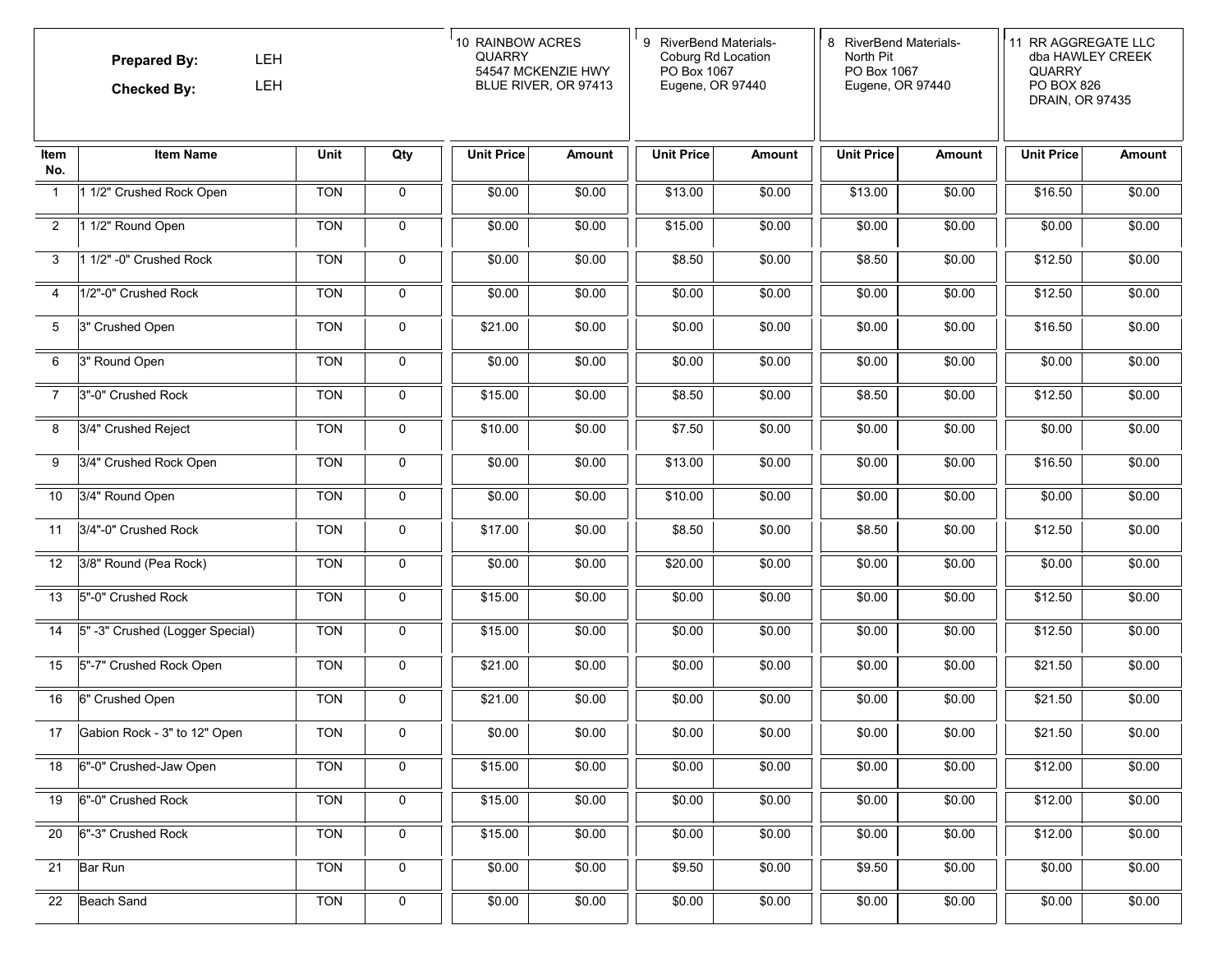| | | | | 10 RAINBOW ACRES QUARRY 54547 MCKENZIE HWY BLUE RIVER, OR 97413 | | 9 RiverBend Materials-Coburg Rd Location PO Box 1067 Eugene, OR 97440 | | 8 RiverBend Materials-North Pit PO Box 1067 Eugene, OR 97440 | | 11 RR AGGREGATE LLC dba HAWLEY CREEK QUARRY PO BOX 826 DRAIN, OR 97435 | |
|---|---|---|---|---|---|---|---|---|---|---|---|
| **Prepared By:** LEH | | | | | | | | | | | |
| **Checked By:** LEH | | | | | | | | | | | |
| **Item No.** | **Item Name** | **Unit** | **Qty** | **Unit Price** | **Amount** | **Unit Price** | **Amount** | **Unit Price** | **Amount** | **Unit Price** | **Amount** |
| 1 | 1 1/2" Crushed Rock Open | TON | 0 | $0.00 | $0.00 | $13.00 | $0.00 | $13.00 | $0.00 | $16.50 | $0.00 |
| 2 | 1 1/2" Round Open | TON | 0 | $0.00 | $0.00 | $15.00 | $0.00 | $0.00 | $0.00 | $0.00 | $0.00 |
| 3 | 1 1/2" -0" Crushed Rock | TON | 0 | $0.00 | $0.00 | $8.50 | $0.00 | $8.50 | $0.00 | $12.50 | $0.00 |
| 4 | 1/2"-0" Crushed Rock | TON | 0 | $0.00 | $0.00 | $0.00 | $0.00 | $0.00 | $0.00 | $12.50 | $0.00 |
| 5 | 3" Crushed Open | TON | 0 | $21.00 | $0.00 | $0.00 | $0.00 | $0.00 | $0.00 | $16.50 | $0.00 |
| 6 | 3" Round Open | TON | 0 | $0.00 | $0.00 | $0.00 | $0.00 | $0.00 | $0.00 | $0.00 | $0.00 |
| 7 | 3"-0" Crushed Rock | TON | 0 | $15.00 | $0.00 | $8.50 | $0.00 | $8.50 | $0.00 | $12.50 | $0.00 |
| 8 | 3/4" Crushed Reject | TON | 0 | $10.00 | $0.00 | $7.50 | $0.00 | $0.00 | $0.00 | $0.00 | $0.00 |
| 9 | 3/4" Crushed Rock Open | TON | 0 | $0.00 | $0.00 | $13.00 | $0.00 | $0.00 | $0.00 | $16.50 | $0.00 |
| 10 | 3/4" Round Open | TON | 0 | $0.00 | $0.00 | $10.00 | $0.00 | $0.00 | $0.00 | $0.00 | $0.00 |
| 11 | 3/4"-0" Crushed Rock | TON | 0 | $17.00 | $0.00 | $8.50 | $0.00 | $8.50 | $0.00 | $12.50 | $0.00 |
| 12 | 3/8" Round (Pea Rock) | TON | 0 | $0.00 | $0.00 | $20.00 | $0.00 | $0.00 | $0.00 | $0.00 | $0.00 |
| 13 | 5"-0" Crushed Rock | TON | 0 | $15.00 | $0.00 | $0.00 | $0.00 | $0.00 | $0.00 | $12.50 | $0.00 |
| 14 | 5" -3" Crushed (Logger Special) | TON | 0 | $15.00 | $0.00 | $0.00 | $0.00 | $0.00 | $0.00 | $12.50 | $0.00 |
| 15 | 5"-7" Crushed Rock Open | TON | 0 | $21.00 | $0.00 | $0.00 | $0.00 | $0.00 | $0.00 | $21.50 | $0.00 |
| 16 | 6" Crushed Open | TON | 0 | $21.00 | $0.00 | $0.00 | $0.00 | $0.00 | $0.00 | $21.50 | $0.00 |
| 17 | Gabion Rock - 3" to 12" Open | TON | 0 | $0.00 | $0.00 | $0.00 | $0.00 | $0.00 | $0.00 | $21.50 | $0.00 |
| 18 | 6"-0" Crushed-Jaw Open | TON | 0 | $15.00 | $0.00 | $0.00 | $0.00 | $0.00 | $0.00 | $12.00 | $0.00 |
| 19 | 6"-0" Crushed Rock | TON | 0 | $15.00 | $0.00 | $0.00 | $0.00 | $0.00 | $0.00 | $12.00 | $0.00 |
| 20 | 6"-3" Crushed Rock | TON | 0 | $15.00 | $0.00 | $0.00 | $0.00 | $0.00 | $0.00 | $12.00 | $0.00 |
| 21 | Bar Run | TON | 0 | $0.00 | $0.00 | $9.50 | $0.00 | $9.50 | $0.00 | $0.00 | $0.00 |
| 22 | Beach Sand | TON | 0 | $0.00 | $0.00 | $0.00 | $0.00 | $0.00 | $0.00 | $0.00 | $0.00 |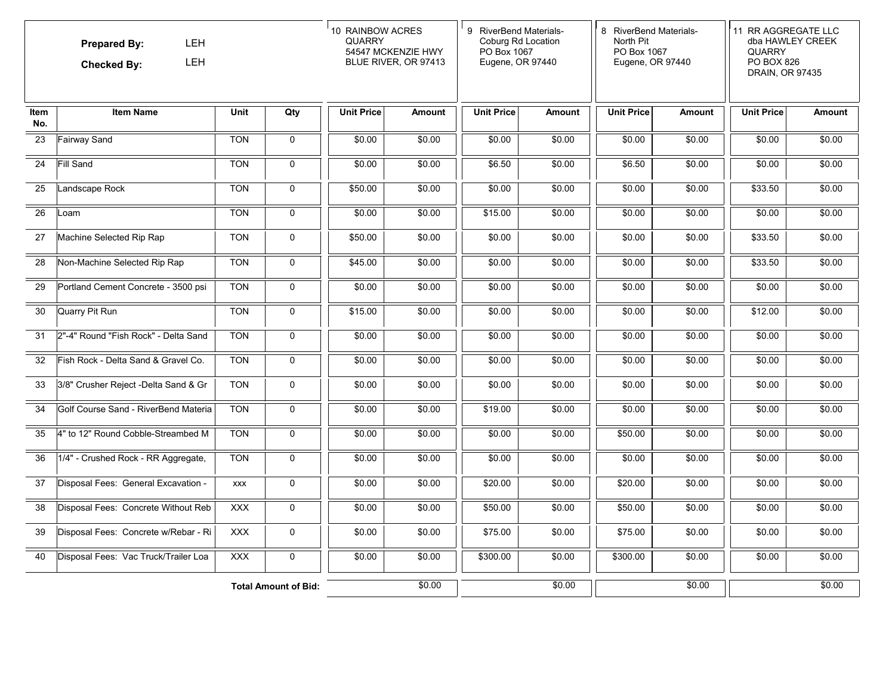**Prepared By:** LEH

**Checked By:** LEH

| Item No. | Item Name | Unit | Qty | 10 RAINBOW ACRES QUARRY 54547 MCKENZIE HWY BLUE RIVER, OR 97413 | | 9 RiverBend Materials- Coburg Rd Location PO Box 1067 Eugene, OR 97440 | | 8 RiverBend Materials- North Pit PO Box 1067 Eugene, OR 97440 | | 11 RR AGGREGATE LLC dba HAWLEY CREEK QUARRY PO BOX 826 DRAIN, OR 97435 | |
|---|---|---|---|---|---|---|---|---|---|---|---|
| | | | | Unit Price | Amount | Unit Price | Amount | Unit Price | Amount | Unit Price | Amount |
| 23 | Fairway Sand | TON | 0 | $0.00 | $0.00 | $0.00 | $0.00 | $0.00 | $0.00 | $0.00 | $0.00 |
| 24 | Fill Sand | TON | 0 | $0.00 | $0.00 | $6.50 | $0.00 | $6.50 | $0.00 | $0.00 | $0.00 |
| 25 | Landscape Rock | TON | 0 | $50.00 | $0.00 | $0.00 | $0.00 | $0.00 | $0.00 | $33.50 | $0.00 |
| 26 | Loam | TON | 0 | $0.00 | $0.00 | $15.00 | $0.00 | $0.00 | $0.00 | $0.00 | $0.00 |
| 27 | Machine Selected Rip Rap | TON | 0 | $50.00 | $0.00 | $0.00 | $0.00 | $0.00 | $0.00 | $33.50 | $0.00 |
| 28 | Non-Machine Selected Rip Rap | TON | 0 | $45.00 | $0.00 | $0.00 | $0.00 | $0.00 | $0.00 | $33.50 | $0.00 |
| 29 | Portland Cement Concrete - 3500 psi | TON | 0 | $0.00 | $0.00 | $0.00 | $0.00 | $0.00 | $0.00 | $0.00 | $0.00 |
| 30 | Quarry Pit Run | TON | 0 | $15.00 | $0.00 | $0.00 | $0.00 | $0.00 | $0.00 | $12.00 | $0.00 |
| 31 | 2"-4" Round "Fish Rock" - Delta Sand | TON | 0 | $0.00 | $0.00 | $0.00 | $0.00 | $0.00 | $0.00 | $0.00 | $0.00 |
| 32 | Fish Rock - Delta Sand & Gravel Co. | TON | 0 | $0.00 | $0.00 | $0.00 | $0.00 | $0.00 | $0.00 | $0.00 | $0.00 |
| 33 | 3/8" Crusher Reject -Delta Sand & Gr | TON | 0 | $0.00 | $0.00 | $0.00 | $0.00 | $0.00 | $0.00 | $0.00 | $0.00 |
| 34 | Golf Course Sand - RiverBend Materia | TON | 0 | $0.00 | $0.00 | $19.00 | $0.00 | $0.00 | $0.00 | $0.00 | $0.00 |
| 35 | 4" to 12" Round Cobble-Streambed M | TON | 0 | $0.00 | $0.00 | $0.00 | $0.00 | $50.00 | $0.00 | $0.00 | $0.00 |
| 36 | 1/4" - Crushed Rock - RR Aggregate, | TON | 0 | $0.00 | $0.00 | $0.00 | $0.00 | $0.00 | $0.00 | $0.00 | $0.00 |
| 37 | Disposal Fees: General Excavation - | xxx | 0 | $0.00 | $0.00 | $20.00 | $0.00 | $20.00 | $0.00 | $0.00 | $0.00 |
| 38 | Disposal Fees: Concrete Without Reb | XXX | 0 | $0.00 | $0.00 | $50.00 | $0.00 | $50.00 | $0.00 | $0.00 | $0.00 |
| 39 | Disposal Fees: Concrete w/Rebar - Ri | XXX | 0 | $0.00 | $0.00 | $75.00 | $0.00 | $75.00 | $0.00 | $0.00 | $0.00 |
| 40 | Disposal Fees: Vac Truck/Trailer Loa | XXX | 0 | $0.00 | $0.00 | $300.00 | $0.00 | $300.00 | $0.00 | $0.00 | $0.00 |
| | | | **Total Amount of Bid:** | | $0.00 | | $0.00 | | $0.00 | | $0.00 |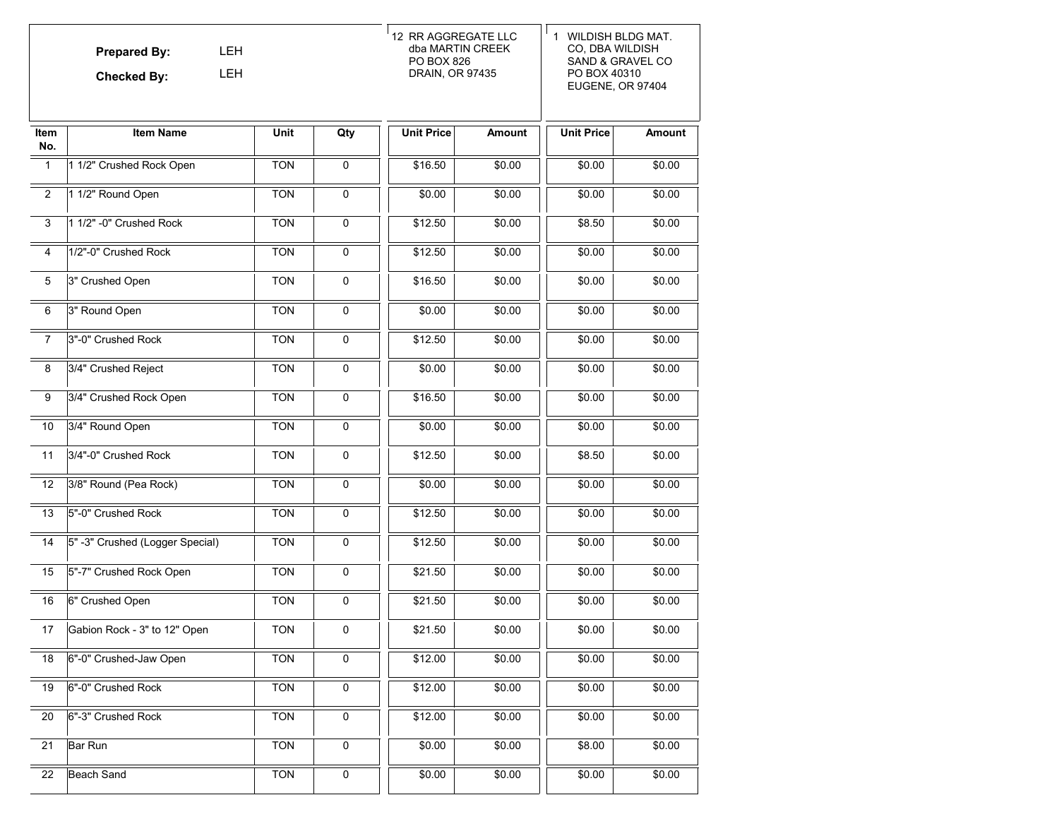**Prepared By:** LEH

**Checked By:** LEH

| Item No. | Item Name | Unit | Qty | 12 RR AGGREGATE LLC dba MARTIN CREEK PO BOX 826 DRAIN, OR 97435 | | 1 WILDISH BLDG MAT. CO, DBA WILDISH SAND & GRAVEL CO PO BOX 40310 EUGENE, OR 97404 | |
|---|---|---|---|---|---|---|---|
| | | | | Unit Price | Amount | Unit Price | Amount |
| 1 | 1 1/2" Crushed Rock Open | TON | 0 | $16.50 | $0.00 | $0.00 | $0.00 |
| 2 | 1 1/2" Round Open | TON | 0 | $0.00 | $0.00 | $0.00 | $0.00 |
| 3 | 1 1/2" -0" Crushed Rock | TON | 0 | $12.50 | $0.00 | $8.50 | $0.00 |
| 4 | 1/2"-0" Crushed Rock | TON | 0 | $12.50 | $0.00 | $0.00 | $0.00 |
| 5 | 3" Crushed Open | TON | 0 | $16.50 | $0.00 | $0.00 | $0.00 |
| 6 | 3" Round Open | TON | 0 | $0.00 | $0.00 | $0.00 | $0.00 |
| 7 | 3"-0" Crushed Rock | TON | 0 | $12.50 | $0.00 | $0.00 | $0.00 |
| 8 | 3/4" Crushed Reject | TON | 0 | $0.00 | $0.00 | $0.00 | $0.00 |
| 9 | 3/4" Crushed Rock Open | TON | 0 | $16.50 | $0.00 | $0.00 | $0.00 |
| 10 | 3/4" Round Open | TON | 0 | $0.00 | $0.00 | $0.00 | $0.00 |
| 11 | 3/4"-0" Crushed Rock | TON | 0 | $12.50 | $0.00 | $8.50 | $0.00 |
| 12 | 3/8" Round (Pea Rock) | TON | 0 | $0.00 | $0.00 | $0.00 | $0.00 |
| 13 | 5"-0" Crushed Rock | TON | 0 | $12.50 | $0.00 | $0.00 | $0.00 |
| 14 | 5" -3" Crushed (Logger Special) | TON | 0 | $12.50 | $0.00 | $0.00 | $0.00 |
| 15 | 5"-7" Crushed Rock Open | TON | 0 | $21.50 | $0.00 | $0.00 | $0.00 |
| 16 | 6" Crushed Open | TON | 0 | $21.50 | $0.00 | $0.00 | $0.00 |
| 17 | Gabion Rock - 3" to 12" Open | TON | 0 | $21.50 | $0.00 | $0.00 | $0.00 |
| 18 | 6"-0" Crushed-Jaw Open | TON | 0 | $12.00 | $0.00 | $0.00 | $0.00 |
| 19 | 6"-0" Crushed Rock | TON | 0 | $12.00 | $0.00 | $0.00 | $0.00 |
| 20 | 6"-3" Crushed Rock | TON | 0 | $12.00 | $0.00 | $0.00 | $0.00 |
| 21 | Bar Run | TON | 0 | $0.00 | $0.00 | $8.00 | $0.00 |
| 22 | Beach Sand | TON | 0 | $0.00 | $0.00 | $0.00 | $0.00 |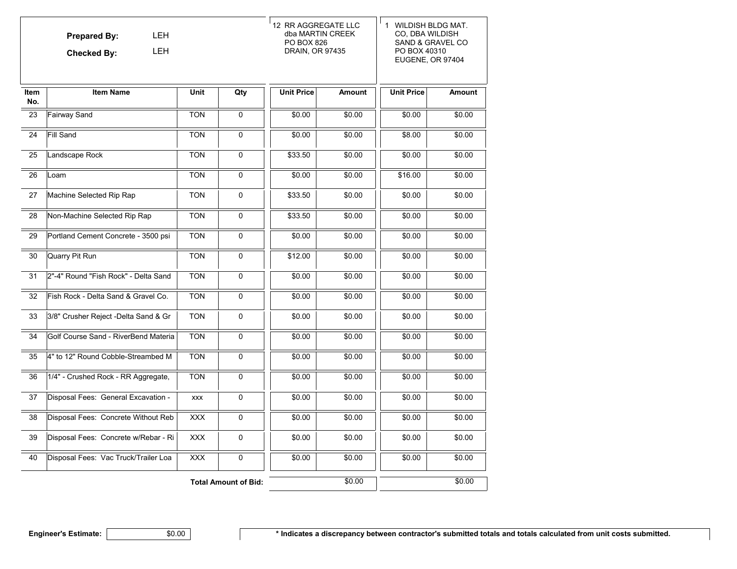**Prepared By:** LEH

**Checked By:** LEH

| Item No. | Item Name | Unit | Qty | 12 RR AGGREGATE LLC dba MARTIN CREEK PO BOX 826 DRAIN, OR 97435 | | 1 WILDISH BLDG MAT. CO, DBA WILDISH SAND & GRAVEL CO PO BOX 40310 EUGENE, OR 97404 | |
|---|---|---|---|---|---|---|---|
| | | | | Unit Price | Amount | Unit Price | Amount |
| 23 | Fairway Sand | TON | 0 | $0.00 | $0.00 | $0.00 | $0.00 |
| 24 | Fill Sand | TON | 0 | $0.00 | $0.00 | $8.00 | $0.00 |
| 25 | Landscape Rock | TON | 0 | $33.50 | $0.00 | $0.00 | $0.00 |
| 26 | Loam | TON | 0 | $0.00 | $0.00 | $16.00 | $0.00 |
| 27 | Machine Selected Rip Rap | TON | 0 | $33.50 | $0.00 | $0.00 | $0.00 |
| 28 | Non-Machine Selected Rip Rap | TON | 0 | $33.50 | $0.00 | $0.00 | $0.00 |
| 29 | Portland Cement Concrete - 3500 psi | TON | 0 | $0.00 | $0.00 | $0.00 | $0.00 |
| 30 | Quarry Pit Run | TON | 0 | $12.00 | $0.00 | $0.00 | $0.00 |
| 31 | 2"-4" Round "Fish Rock" - Delta Sand | TON | 0 | $0.00 | $0.00 | $0.00 | $0.00 |
| 32 | Fish Rock - Delta Sand & Gravel Co. | TON | 0 | $0.00 | $0.00 | $0.00 | $0.00 |
| 33 | 3/8" Crusher Reject -Delta Sand & Gr | TON | 0 | $0.00 | $0.00 | $0.00 | $0.00 |
| 34 | Golf Course Sand - RiverBend Materia | TON | 0 | $0.00 | $0.00 | $0.00 | $0.00 |
| 35 | 4" to 12" Round Cobble-Streambed M | TON | 0 | $0.00 | $0.00 | $0.00 | $0.00 |
| 36 | 1/4" - Crushed Rock - RR Aggregate, | TON | 0 | $0.00 | $0.00 | $0.00 | $0.00 |
| 37 | Disposal Fees: General Excavation - | xxx | 0 | $0.00 | $0.00 | $0.00 | $0.00 |
| 38 | Disposal Fees: Concrete Without Reb | XXX | 0 | $0.00 | $0.00 | $0.00 | $0.00 |
| 39 | Disposal Fees: Concrete w/Rebar - Ri | XXX | 0 | $0.00 | $0.00 | $0.00 | $0.00 |
| 40 | Disposal Fees: Vac Truck/Trailer Loa | XXX | 0 | $0.00 | $0.00 | $0.00 | $0.00 |
| | | | **Total Amount of Bid:** | | $0.00 | | $0.00 |

**Engineer's Estimate:** $0.00

**\* Indicates a discrepancy between contractor's submitted totals and totals calculated from unit costs submitted.**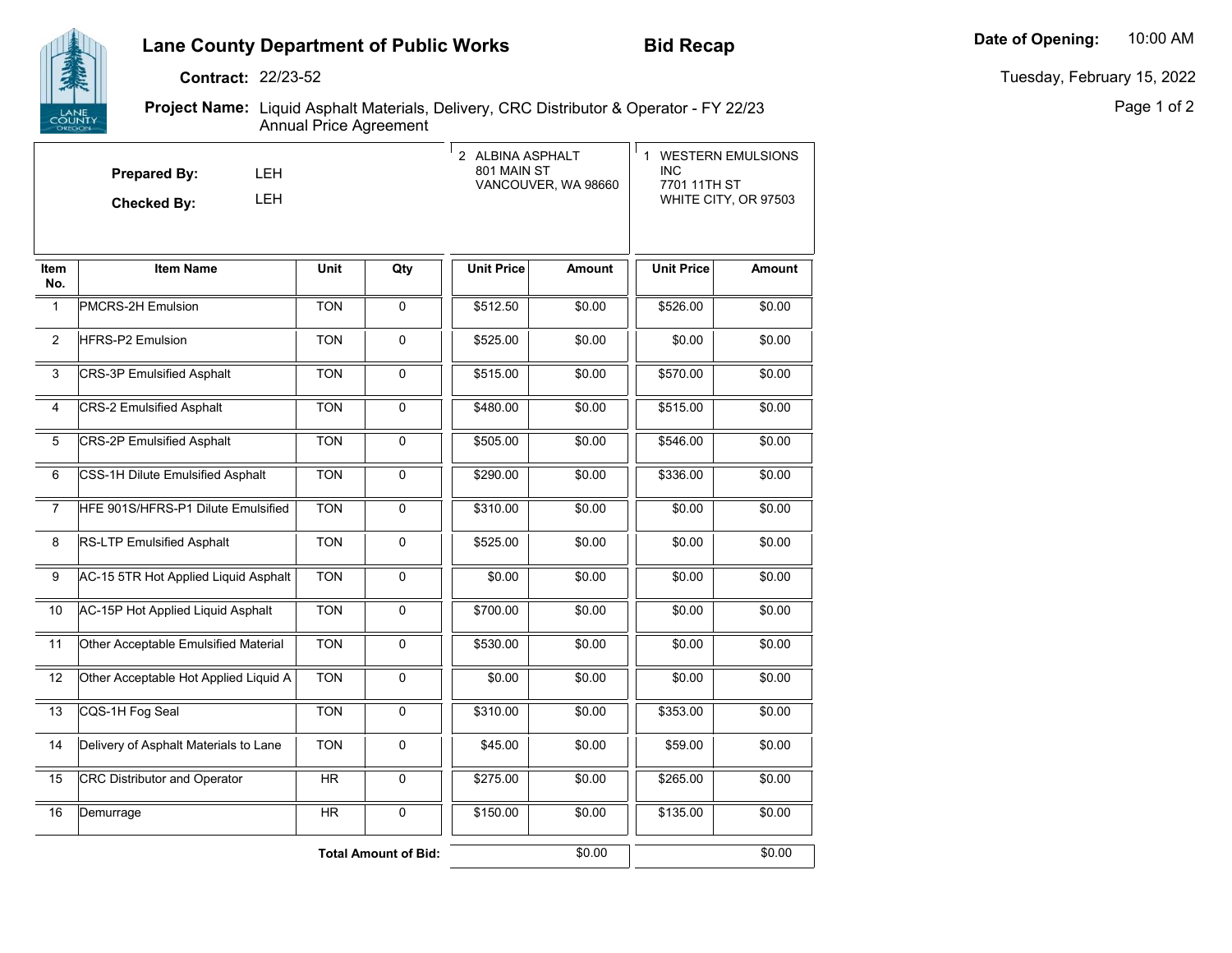# Lane County Department of Public Works

## Bid Recap

**Date of Opening:** 10:00 AM

Tuesday, February 15, 2022

**Contract:** 22/23-52

**Project Name:** Liquid Asphalt Materials, Delivery, CRC Distributor & Operator - FY 22/23 Annual Price Agreement

**Prepared By:** LEH

**Checked By:** LEH

| Item No. | Item Name | Unit | Qty | 2 ALBINA ASPHALT 801 MAIN ST VANCOUVER, WA 98660 Unit Price | Amount | 1 WESTERN EMULSIONS INC 7701 11TH ST WHITE CITY, OR 97503 Unit Price | Amount |
|---|---|---|---|---|---|---|---|
| 1 | PMCRS-2H Emulsion | TON | 0 | $512.50 | $0.00 | $526.00 | $0.00 |
| 2 | HFRS-P2 Emulsion | TON | 0 | $525.00 | $0.00 | $0.00 | $0.00 |
| 3 | CRS-3P Emulsified Asphalt | TON | 0 | $515.00 | $0.00 | $570.00 | $0.00 |
| 4 | CRS-2 Emulsified Asphalt | TON | 0 | $480.00 | $0.00 | $515.00 | $0.00 |
| 5 | CRS-2P Emulsified Asphalt | TON | 0 | $505.00 | $0.00 | $546.00 | $0.00 |
| 6 | CSS-1H Dilute Emulsified Asphalt | TON | 0 | $290.00 | $0.00 | $336.00 | $0.00 |
| 7 | HFE 901S/HFRS-P1 Dilute Emulsified | TON | 0 | $310.00 | $0.00 | $0.00 | $0.00 |
| 8 | RS-LTP Emulsified Asphalt | TON | 0 | $525.00 | $0.00 | $0.00 | $0.00 |
| 9 | AC-15 5TR Hot Applied Liquid Asphalt | TON | 0 | $0.00 | $0.00 | $0.00 | $0.00 |
| 10 | AC-15P Hot Applied Liquid Asphalt | TON | 0 | $700.00 | $0.00 | $0.00 | $0.00 |
| 11 | Other Acceptable Emulsified Material | TON | 0 | $530.00 | $0.00 | $0.00 | $0.00 |
| 12 | Other Acceptable Hot Applied Liquid A | TON | 0 | $0.00 | $0.00 | $0.00 | $0.00 |
| 13 | CQS-1H Fog Seal | TON | 0 | $310.00 | $0.00 | $353.00 | $0.00 |
| 14 | Delivery of Asphalt Materials to Lane | TON | 0 | $45.00 | $0.00 | $59.00 | $0.00 |
| 15 | CRC Distributor and Operator | HR | 0 | $275.00 | $0.00 | $265.00 | $0.00 |
| 16 | Demurrage | HR | 0 | $150.00 | $0.00 | $135.00 | $0.00 |
| | **Total Amount of Bid:** | | | | $0.00 | | $0.00 |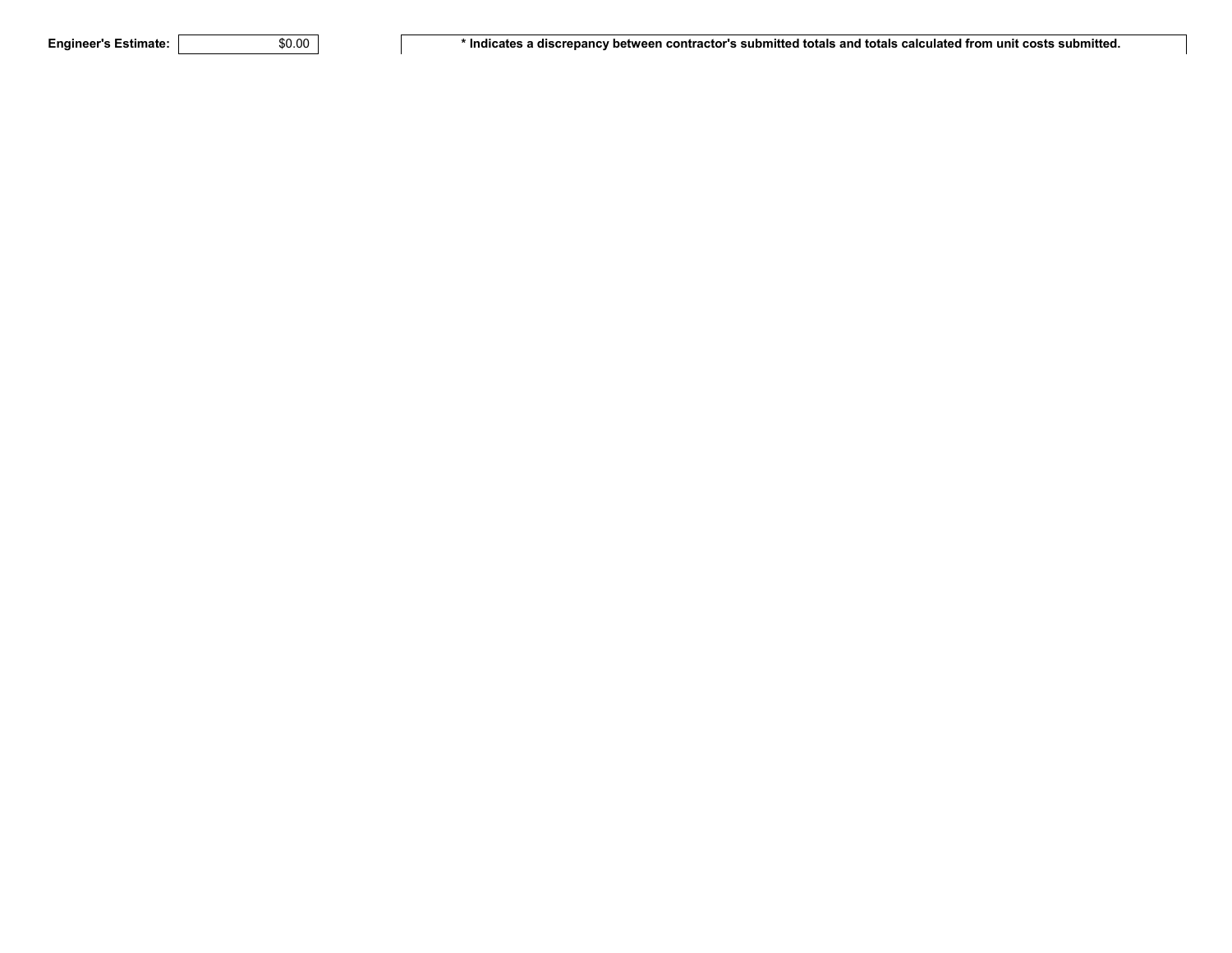**Engineer's Estimate:** $0.00

**\* Indicates a discrepancy between contractor's submitted totals and totals calculated from unit costs submitted.**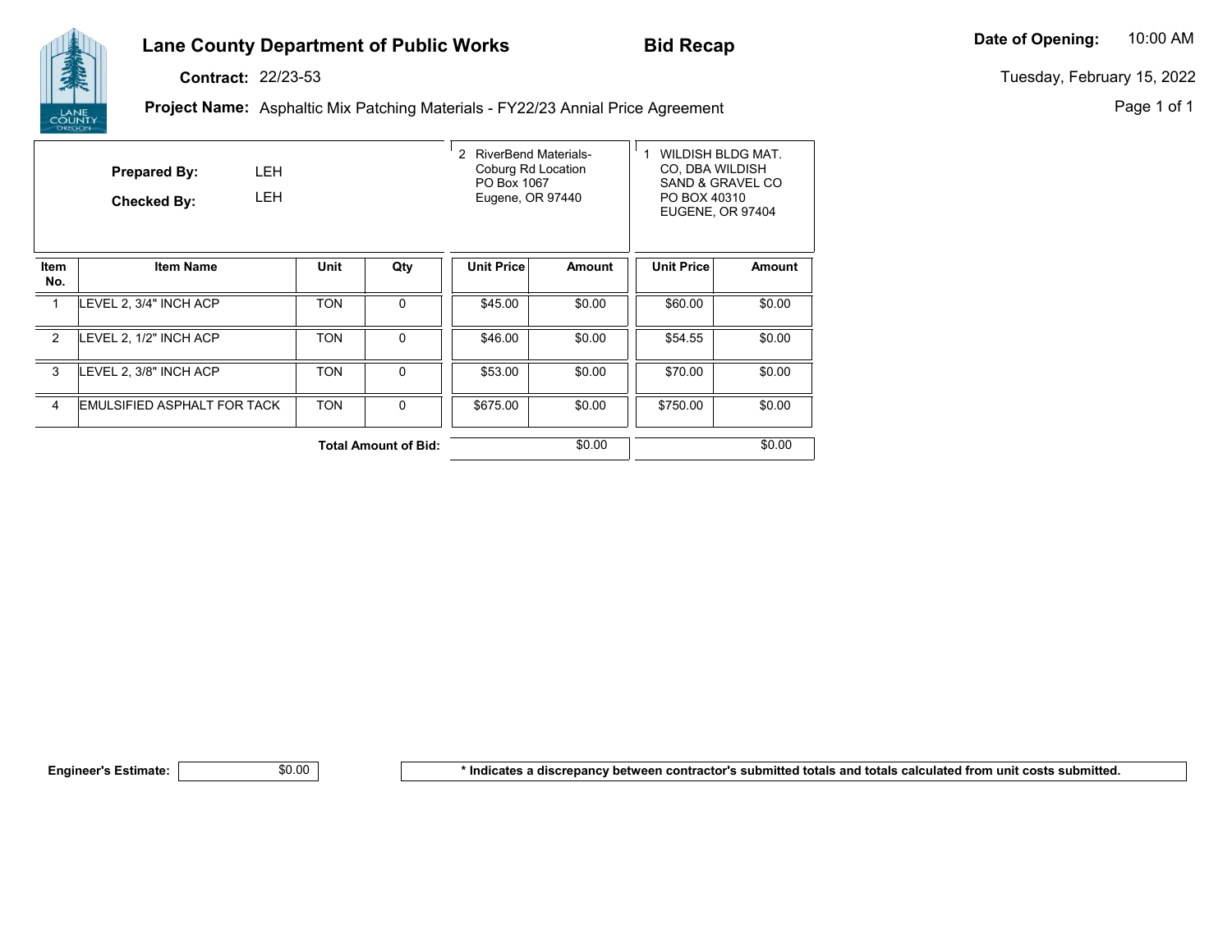# Lane County Department of Public Works

## Bid Recap

**Date of Opening:** 10:00 AM

Tuesday, February 15, 2022

**Contract:** 22/23-53

**Project Name:** Asphaltic Mix Patching Materials - FY22/23 Annial Price Agreement

**Prepared By:** LEH

**Checked By:** LEH

| | | | | 2 RiverBend Materials- Coburg Rd Location PO Box 1067 Eugene, OR 97440 | | 1 WILDISH BLDG MAT. CO, DBA WILDISH SAND & GRAVEL CO PO BOX 40310 EUGENE, OR 97404 | |
|---|---|---|---|---|---|---|---|
| **Item No.** | **Item Name** | **Unit** | **Qty** | **Unit Price** | **Amount** | **Unit Price** | **Amount** |
| 1 | LEVEL 2, 3/4" INCH ACP | TON | 0 | $45.00 | $0.00 | $60.00 | $0.00 |
| 2 | LEVEL 2, 1/2" INCH ACP | TON | 0 | $46.00 | $0.00 | $54.55 | $0.00 |
| 3 | LEVEL 2, 3/8" INCH ACP | TON | 0 | $53.00 | $0.00 | $70.00 | $0.00 |
| 4 | EMULSIFIED ASPHALT FOR TACK | TON | 0 | $675.00 | $0.00 | $750.00 | $0.00 |
| | | | **Total Amount of Bid:** | | $0.00 | | $0.00 |

**Engineer's Estimate:** $0.00

**\* Indicates a discrepancy between contractor's submitted totals and totals calculated from unit costs submitted.**